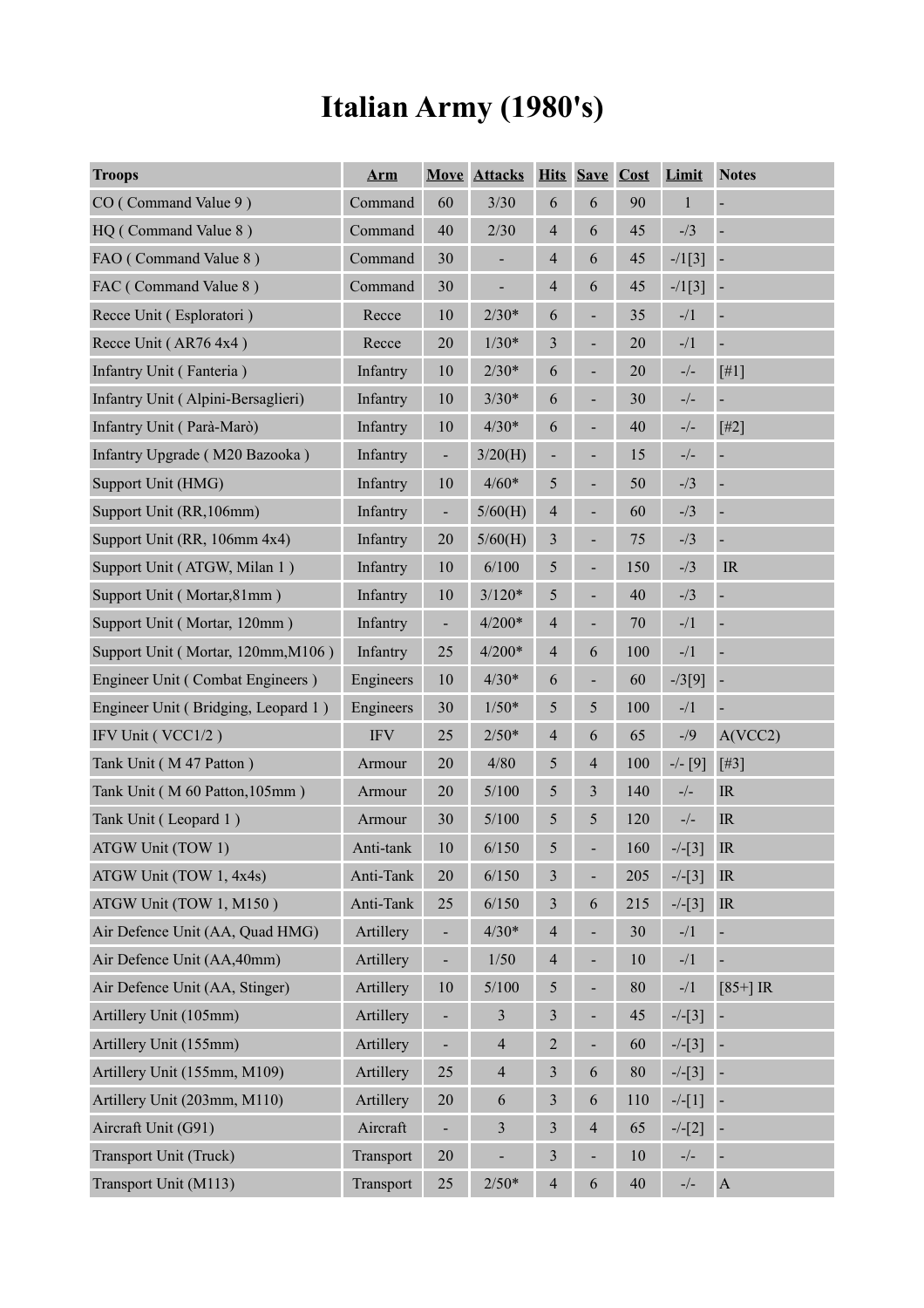# Italian Army (1980's)

| Troops | Arm | Move | Attacks | Hits | Save | Cost | Limit | Notes |
|---|---|---|---|---|---|---|---|---|
| CO ( Command Value 9 ) | Command | 60 | 3/30 | 6 | 6 | 90 | 1 | - |
| HQ ( Command Value 8 ) | Command | 40 | 2/30 | 4 | 6 | 45 | -/3 | - |
| FAO ( Command Value 8 ) | Command | 30 | - | 4 | 6 | 45 | -/1[3] | - |
| FAC ( Command Value 8 ) | Command | 30 | - | 4 | 6 | 45 | -/1[3] | - |
| Recce Unit ( Esploratori ) | Recce | 10 | 2/30* | 6 | - | 35 | -/1 | - |
| Recce Unit ( AR76 4x4 ) | Recce | 20 | 1/30* | 3 | - | 20 | -/1 | - |
| Infantry Unit ( Fanteria ) | Infantry | 10 | 2/30* | 6 | - | 20 | -/- | [#1] |
| Infantry Unit ( Alpini-Bersaglieri) | Infantry | 10 | 3/30* | 6 | - | 30 | -/- | - |
| Infantry Unit ( Parà-Marò) | Infantry | 10 | 4/30* | 6 | - | 40 | -/- | [#2] |
| Infantry Upgrade ( M20 Bazooka ) | Infantry | - | 3/20(H) | - | - | 15 | -/- | - |
| Support Unit (HMG) | Infantry | 10 | 4/60* | 5 | - | 50 | -/3 | - |
| Support Unit (RR,106mm) | Infantry | - | 5/60(H) | 4 | - | 60 | -/3 | - |
| Support Unit (RR, 106mm 4x4) | Infantry | 20 | 5/60(H) | 3 | - | 75 | -/3 | - |
| Support Unit ( ATGW, Milan 1 ) | Infantry | 10 | 6/100 | 5 | - | 150 | -/3 | IR |
| Support Unit ( Mortar,81mm ) | Infantry | 10 | 3/120* | 5 | - | 40 | -/3 | - |
| Support Unit ( Mortar, 120mm ) | Infantry | - | 4/200* | 4 | - | 70 | -/1 | - |
| Support Unit ( Mortar, 120mm,M106 ) | Infantry | 25 | 4/200* | 4 | 6 | 100 | -/1 | - |
| Engineer Unit ( Combat Engineers ) | Engineers | 10 | 4/30* | 6 | - | 60 | -/3[9] | - |
| Engineer Unit ( Bridging, Leopard 1 ) | Engineers | 30 | 1/50* | 5 | 5 | 100 | -/1 | - |
| IFV Unit ( VCC1/2 ) | IFV | 25 | 2/50* | 4 | 6 | 65 | -/9 | A(VCC2) |
| Tank Unit ( M 47 Patton ) | Armour | 20 | 4/80 | 5 | 4 | 100 | -/- [9] | [#3] |
| Tank Unit ( M 60 Patton,105mm ) | Armour | 20 | 5/100 | 5 | 3 | 140 | -/- | IR |
| Tank Unit ( Leopard 1 ) | Armour | 30 | 5/100 | 5 | 5 | 120 | -/- | IR |
| ATGW Unit (TOW 1) | Anti-tank | 10 | 6/150 | 5 | - | 160 | -/-[3] | IR |
| ATGW Unit (TOW 1, 4x4s) | Anti-Tank | 20 | 6/150 | 3 | - | 205 | -/-[3] | IR |
| ATGW Unit (TOW 1, M150 ) | Anti-Tank | 25 | 6/150 | 3 | 6 | 215 | -/-[3] | IR |
| Air Defence Unit (AA, Quad HMG) | Artillery | - | 4/30* | 4 | - | 30 | -/1 | - |
| Air Defence Unit (AA,40mm) | Artillery | - | 1/50 | 4 | - | 10 | -/1 | - |
| Air Defence Unit (AA, Stinger) | Artillery | 10 | 5/100 | 5 | - | 80 | -/1 | [85+] IR |
| Artillery Unit (105mm) | Artillery | - | 3 | 3 | - | 45 | -/-[3] | - |
| Artillery Unit (155mm) | Artillery | - | 4 | 2 | - | 60 | -/-[3] | - |
| Artillery Unit (155mm, M109) | Artillery | 25 | 4 | 3 | 6 | 80 | -/-[3] | - |
| Artillery Unit (203mm, M110) | Artillery | 20 | 6 | 3 | 6 | 110 | -/-[1] | - |
| Aircraft Unit (G91) | Aircraft | - | 3 | 3 | 4 | 65 | -/-[2] | - |
| Transport Unit (Truck) | Transport | 20 | - | 3 | - | 10 | -/- | - |
| Transport Unit (M113) | Transport | 25 | 2/50* | 4 | 6 | 40 | -/- | A |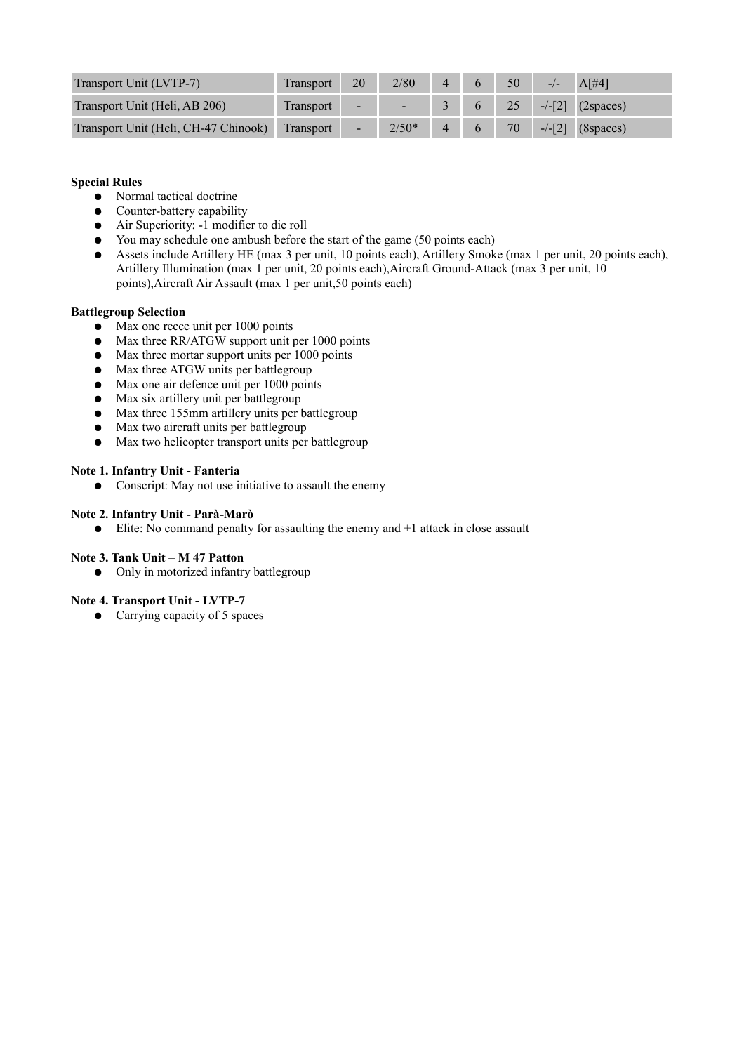| | | | | | | | | |
|---|---|---|---|---|---|---|---|---|
| Transport Unit (LVTP-7) | Transport | 20 | 2/80 | 4 | 6 | 50 | -/- | A[#4] |
| Transport Unit (Heli, AB 206) | Transport | - | - | 3 | 6 | 25 | -/-[2] | (2spaces) |
| Transport Unit (Heli, CH-47 Chinook) | Transport | - | 2/50* | 4 | 6 | 70 | -/-[2] | (8spaces) |

**Special Rules**

- Normal tactical doctrine
- Counter-battery capability
- Air Superiority: -1 modifier to die roll
- You may schedule one ambush before the start of the game (50 points each)
- Assets include Artillery HE (max 3 per unit, 10 points each), Artillery Smoke (max 1 per unit, 20 points each), Artillery Illumination (max 1 per unit, 20 points each),Aircraft Ground-Attack (max 3 per unit, 10 points),Aircraft Air Assault (max 1 per unit,50 points each)

**Battlegroup Selection**

- Max one recce unit per 1000 points
- Max three RR/ATGW support unit per 1000 points
- Max three mortar support units per 1000 points
- Max three ATGW units per battlegroup
- Max one air defence unit per 1000 points
- Max six artillery unit per battlegroup
- Max three 155mm artillery units per battlegroup
- Max two aircraft units per battlegroup
- Max two helicopter transport units per battlegroup

**Note 1. Infantry Unit - Fanteria**

- Conscript: May not use initiative to assault the enemy

**Note 2. Infantry Unit - Parà-Marò**

- Elite: No command penalty for assaulting the enemy and +1 attack in close assault

**Note 3. Tank Unit – M 47 Patton**

- Only in motorized infantry battlegroup

**Note 4. Transport Unit - LVTP-7**

- Carrying capacity of 5 spaces